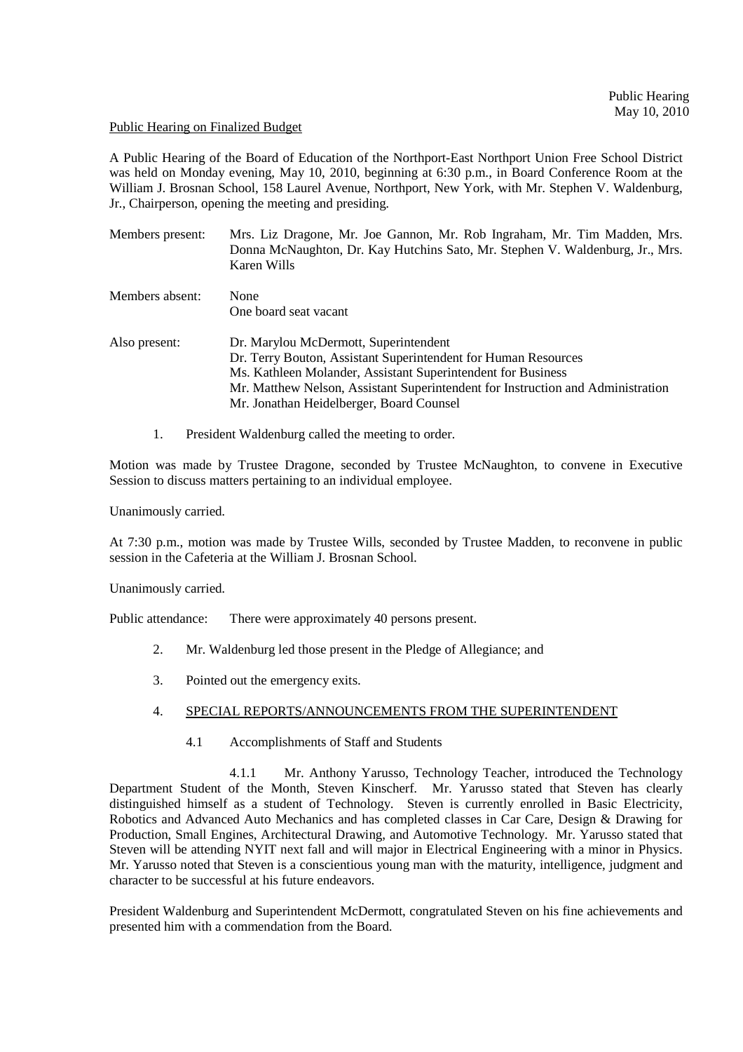Public Hearing
May 10, 2010

Public Hearing on Finalized Budget

A Public Hearing of the Board of Education of the Northport-East Northport Union Free School District was held on Monday evening, May 10, 2010, beginning at 6:30 p.m., in Board Conference Room at the William J. Brosnan School, 158 Laurel Avenue, Northport, New York, with Mr. Stephen V. Waldenburg, Jr., Chairperson, opening the meeting and presiding.

Members present: Mrs. Liz Dragone, Mr. Joe Gannon, Mr. Rob Ingraham, Mr. Tim Madden, Mrs. Donna McNaughton, Dr. Kay Hutchins Sato, Mr. Stephen V. Waldenburg, Jr., Mrs. Karen Wills

Members absent: None
One board seat vacant

Also present: Dr. Marylou McDermott, Superintendent
Dr. Terry Bouton, Assistant Superintendent for Human Resources
Ms. Kathleen Molander, Assistant Superintendent for Business
Mr. Matthew Nelson, Assistant Superintendent for Instruction and Administration
Mr. Jonathan Heidelberger, Board Counsel

1. President Waldenburg called the meeting to order.

Motion was made by Trustee Dragone, seconded by Trustee McNaughton, to convene in Executive Session to discuss matters pertaining to an individual employee.

Unanimously carried.

At 7:30 p.m., motion was made by Trustee Wills, seconded by Trustee Madden, to reconvene in public session in the Cafeteria at the William J. Brosnan School.

Unanimously carried.

Public attendance: There were approximately 40 persons present.

2. Mr. Waldenburg led those present in the Pledge of Allegiance; and

3. Pointed out the emergency exits.

4. SPECIAL REPORTS/ANNOUNCEMENTS FROM THE SUPERINTENDENT

   4.1 Accomplishments of Staff and Students

      4.1.1 Mr. Anthony Yarusso, Technology Teacher, introduced the Technology Department Student of the Month, Steven Kinscherf. Mr. Yarusso stated that Steven has clearly distinguished himself as a student of Technology. Steven is currently enrolled in Basic Electricity, Robotics and Advanced Auto Mechanics and has completed classes in Car Care, Design & Drawing for Production, Small Engines, Architectural Drawing, and Automotive Technology. Mr. Yarusso stated that Steven will be attending NYIT next fall and will major in Electrical Engineering with a minor in Physics. Mr. Yarusso noted that Steven is a conscientious young man with the maturity, intelligence, judgment and character to be successful at his future endeavors.

President Waldenburg and Superintendent McDermott, congratulated Steven on his fine achievements and presented him with a commendation from the Board.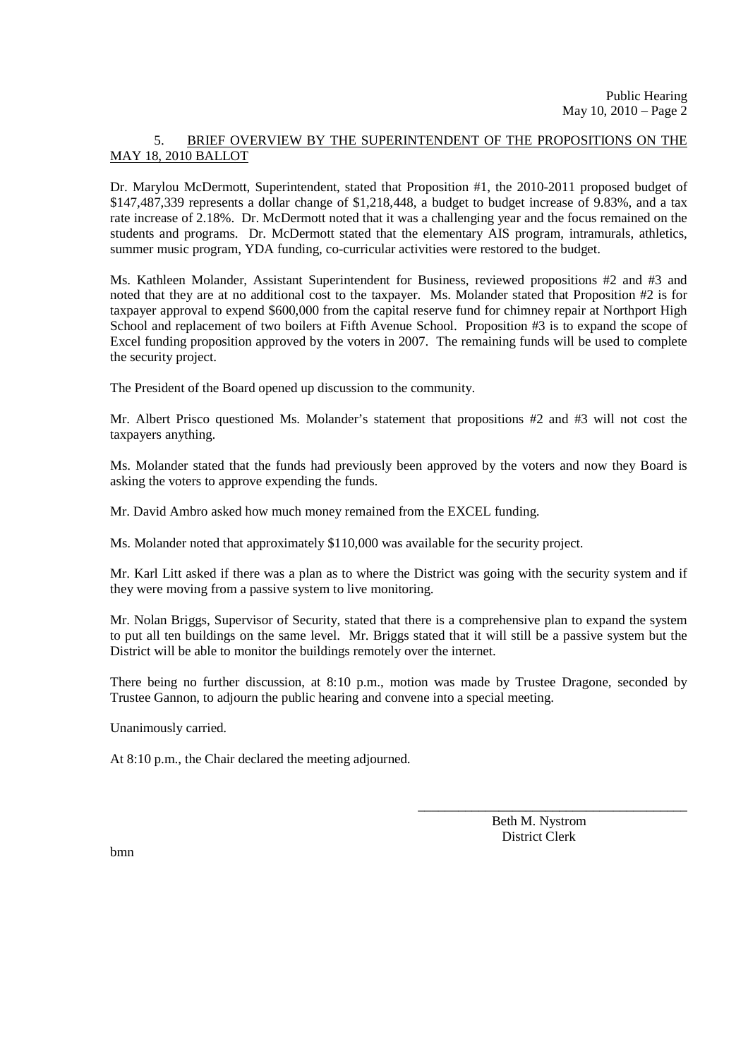5. BRIEF OVERVIEW BY THE SUPERINTENDENT OF THE PROPOSITIONS ON THE MAY 18, 2010 BALLOT

Dr. Marylou McDermott, Superintendent, stated that Proposition #1, the 2010-2011 proposed budget of $147,487,339 represents a dollar change of $1,218,448, a budget to budget increase of 9.83%, and a tax rate increase of 2.18%. Dr. McDermott noted that it was a challenging year and the focus remained on the students and programs. Dr. McDermott stated that the elementary AIS program, intramurals, athletics, summer music program, YDA funding, co-curricular activities were restored to the budget.

Ms. Kathleen Molander, Assistant Superintendent for Business, reviewed propositions #2 and #3 and noted that they are at no additional cost to the taxpayer. Ms. Molander stated that Proposition #2 is for taxpayer approval to expend $600,000 from the capital reserve fund for chimney repair at Northport High School and replacement of two boilers at Fifth Avenue School. Proposition #3 is to expand the scope of Excel funding proposition approved by the voters in 2007. The remaining funds will be used to complete the security project.

The President of the Board opened up discussion to the community.

Mr. Albert Prisco questioned Ms. Molander's statement that propositions #2 and #3 will not cost the taxpayers anything.

Ms. Molander stated that the funds had previously been approved by the voters and now they Board is asking the voters to approve expending the funds.

Mr. David Ambro asked how much money remained from the EXCEL funding.

Ms. Molander noted that approximately $110,000 was available for the security project.

Mr. Karl Litt asked if there was a plan as to where the District was going with the security system and if they were moving from a passive system to live monitoring.

Mr. Nolan Briggs, Supervisor of Security, stated that there is a comprehensive plan to expand the system to put all ten buildings on the same level. Mr. Briggs stated that it will still be a passive system but the District will be able to monitor the buildings remotely over the internet.

There being no further discussion, at 8:10 p.m., motion was made by Trustee Dragone, seconded by Trustee Gannon, to adjourn the public hearing and convene into a special meeting.

Unanimously carried.

At 8:10 p.m., the Chair declared the meeting adjourned.

\_\_\_\_\_\_\_\_\_\_\_\_\_\_\_\_\_\_\_\_\_\_\_\_\_\_\_\_\_\_\_\_\_\_\_\_\_\_\_\_

Beth M. Nystrom
District Clerk

bmn